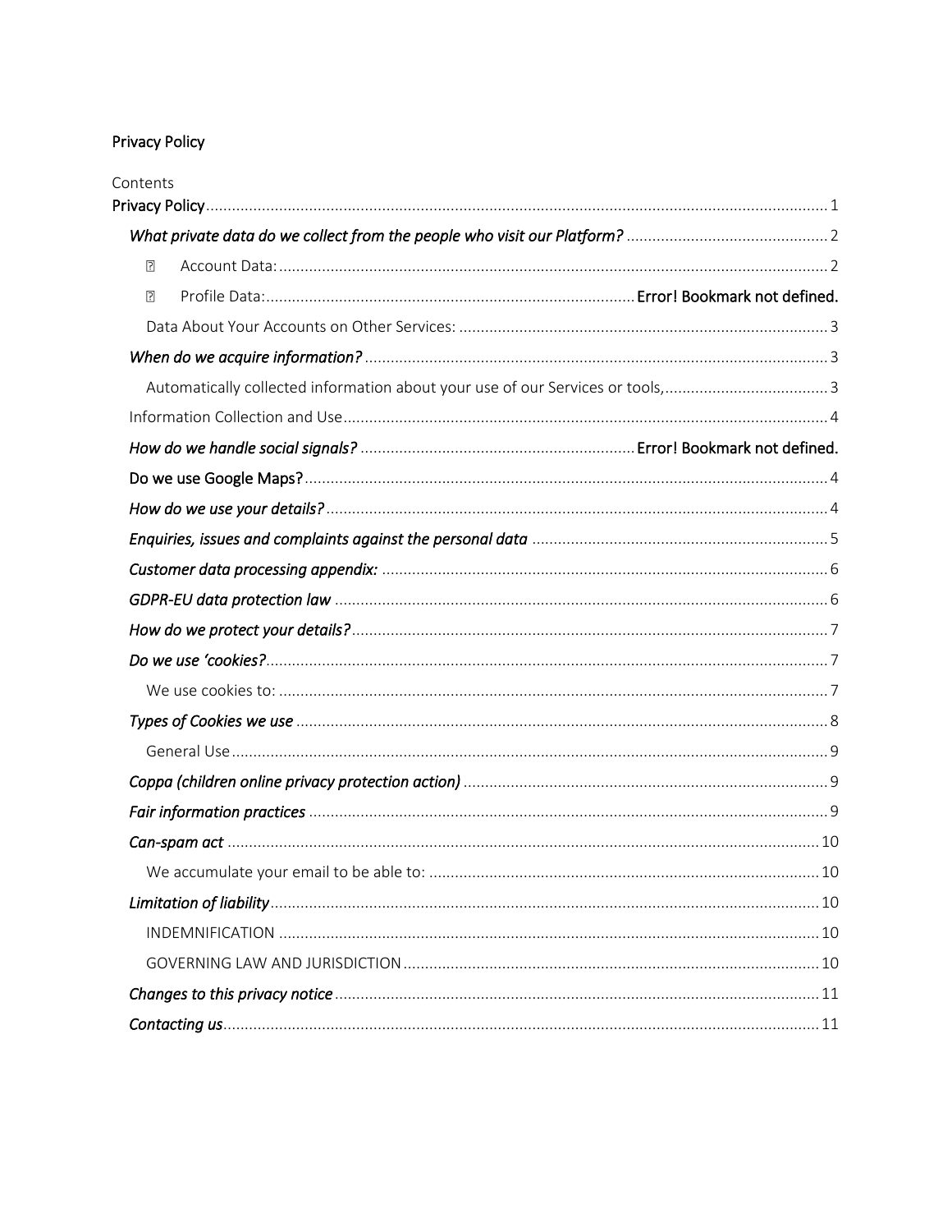# Privacy Policy

Contents

- Privacy Policy ..... 1
  - *What private data do we collect from the people who visit our Platform?* ..... 2
    - Account Data: ..... 2
    - Profile Data: ..... **Error! Bookmark not defined.**
    - Data About Your Accounts on Other Services: ..... 3
  - *When do we acquire information?* ..... 3
    - Automatically collected information about your use of our Services or tools, ..... 3
  - Information Collection and Use ..... 4
  - *How do we handle social signals?* ..... **Error! Bookmark not defined.**
  - Do we use Google Maps? ..... 4
  - *How do we use your details?* ..... 4
  - *Enquiries, issues and complaints against the personal data* ..... 5
  - *Customer data processing appendix:* ..... 6
  - *GDPR-EU data protection law* ..... 6
  - *How do we protect your details?* ..... 7
  - *Do we use 'cookies?* ..... 7
    - We use cookies to: ..... 7
  - *Types of Cookies we use* ..... 8
    - General Use ..... 9
  - *Coppa (children online privacy protection action)* ..... 9
  - *Fair information practices* ..... 9
  - *Can-spam act* ..... 10
    - We accumulate your email to be able to: ..... 10
  - *Limitation of liability* ..... 10
    - INDEMNIFICATION ..... 10
    - GOVERNING LAW AND JURISDICTION ..... 10
  - *Changes to this privacy notice* ..... 11
  - *Contacting us* ..... 11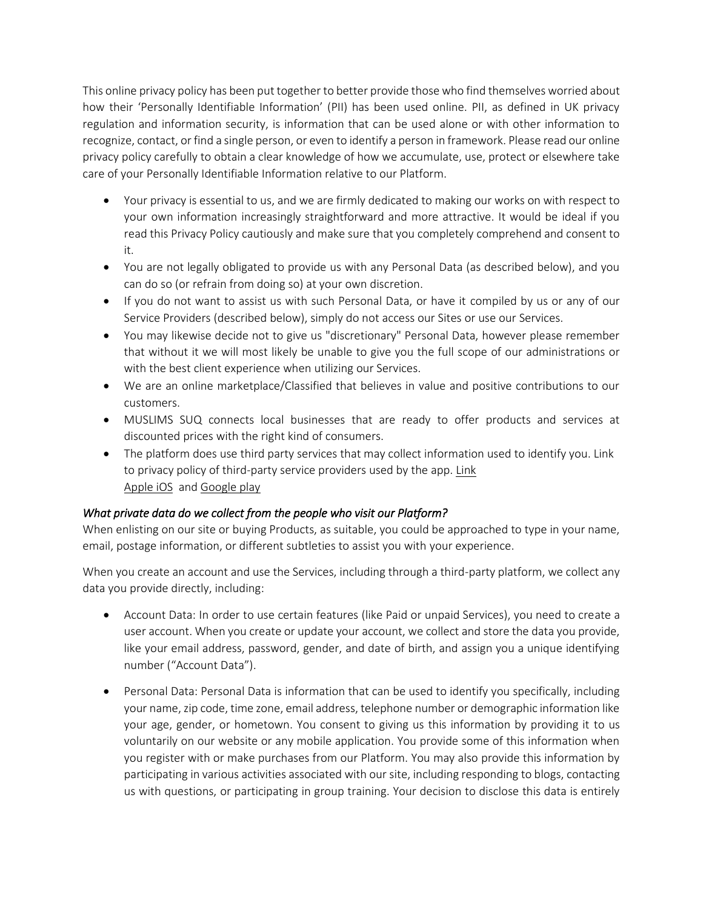This online privacy policy has been put together to better provide those who find themselves worried about how their 'Personally Identifiable Information' (PII) has been used online. PII, as defined in UK privacy regulation and information security, is information that can be used alone or with other information to recognize, contact, or find a single person, or even to identify a person in framework. Please read our online privacy policy carefully to obtain a clear knowledge of how we accumulate, use, protect or elsewhere take care of your Personally Identifiable Information relative to our Platform.

- Your privacy is essential to us, and we are firmly dedicated to making our works on with respect to your own information increasingly straightforward and more attractive. It would be ideal if you read this Privacy Policy cautiously and make sure that you completely comprehend and consent to it.
- You are not legally obligated to provide us with any Personal Data (as described below), and you can do so (or refrain from doing so) at your own discretion.
- If you do not want to assist us with such Personal Data, or have it compiled by us or any of our Service Providers (described below), simply do not access our Sites or use our Services.
- You may likewise decide not to give us "discretionary" Personal Data, however please remember that without it we will most likely be unable to give you the full scope of our administrations or with the best client experience when utilizing our Services.
- We are an online marketplace/Classified that believes in value and positive contributions to our customers.
- MUSLIMS SUQ connects local businesses that are ready to offer products and services at discounted prices with the right kind of consumers.
- The platform does use third party services that may collect information used to identify you. Link to privacy policy of third-party service providers used by the app. Link
  Apple iOS and Google play

*What private data do we collect from the people who visit our Platform?*

When enlisting on our site or buying Products, as suitable, you could be approached to type in your name, email, postage information, or different subtleties to assist you with your experience.

When you create an account and use the Services, including through a third-party platform, we collect any data you provide directly, including:

- Account Data: In order to use certain features (like Paid or unpaid Services), you need to create a user account. When you create or update your account, we collect and store the data you provide, like your email address, password, gender, and date of birth, and assign you a unique identifying number ("Account Data").
- Personal Data: Personal Data is information that can be used to identify you specifically, including your name, zip code, time zone, email address, telephone number or demographic information like your age, gender, or hometown. You consent to giving us this information by providing it to us voluntarily on our website or any mobile application. You provide some of this information when you register with or make purchases from our Platform. You may also provide this information by participating in various activities associated with our site, including responding to blogs, contacting us with questions, or participating in group training. Your decision to disclose this data is entirely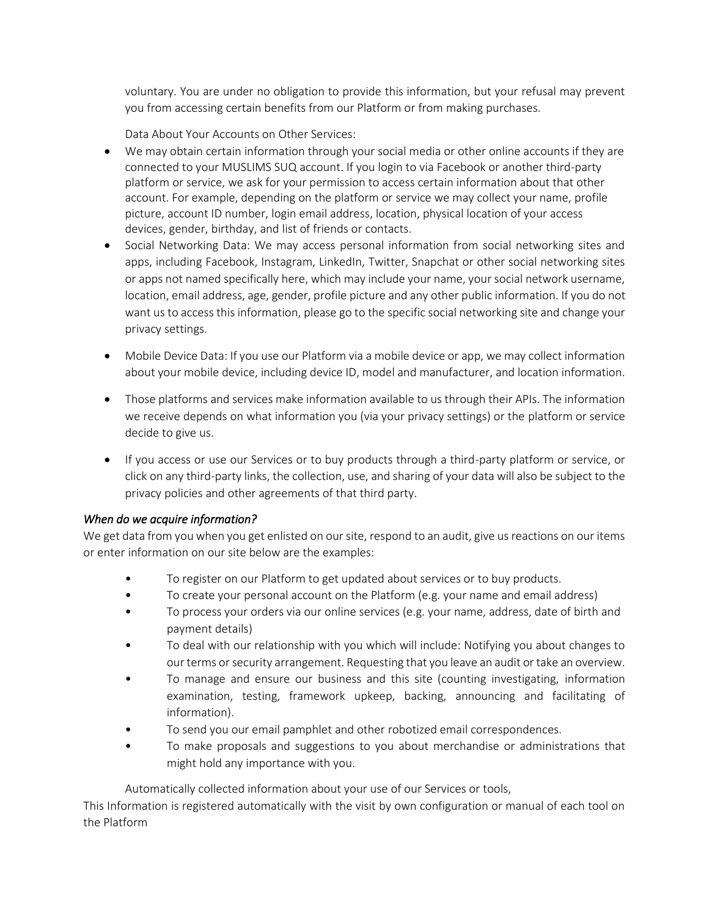voluntary. You are under no obligation to provide this information, but your refusal may prevent you from accessing certain benefits from our Platform or from making purchases.

Data About Your Accounts on Other Services:

- We may obtain certain information through your social media or other online accounts if they are connected to your MUSLIMS SUQ account. If you login to via Facebook or another third-party platform or service, we ask for your permission to access certain information about that other account. For example, depending on the platform or service we may collect your name, profile picture, account ID number, login email address, location, physical location of your access devices, gender, birthday, and list of friends or contacts.
- Social Networking Data: We may access personal information from social networking sites and apps, including Facebook, Instagram, LinkedIn, Twitter, Snapchat or other social networking sites or apps not named specifically here, which may include your name, your social network username, location, email address, age, gender, profile picture and any other public information. If you do not want us to access this information, please go to the specific social networking site and change your privacy settings.
- Mobile Device Data: If you use our Platform via a mobile device or app, we may collect information about your mobile device, including device ID, model and manufacturer, and location information.
- Those platforms and services make information available to us through their APIs. The information we receive depends on what information you (via your privacy settings) or the platform or service decide to give us.
- If you access or use our Services or to buy products through a third-party platform or service, or click on any third-party links, the collection, use, and sharing of your data will also be subject to the privacy policies and other agreements of that third party.

### *When do we acquire information?*

We get data from you when you get enlisted on our site, respond to an audit, give us reactions on our items or enter information on our site below are the examples:

- To register on our Platform to get updated about services or to buy products.
- To create your personal account on the Platform (e.g. your name and email address)
- To process your orders via our online services (e.g. your name, address, date of birth and payment details)
- To deal with our relationship with you which will include: Notifying you about changes to our terms or security arrangement. Requesting that you leave an audit or take an overview.
- To manage and ensure our business and this site (counting investigating, information examination, testing, framework upkeep, backing, announcing and facilitating of information).
- To send you our email pamphlet and other robotized email correspondences.
- To make proposals and suggestions to you about merchandise or administrations that might hold any importance with you.

Automatically collected information about your use of our Services or tools,

This Information is registered automatically with the visit by own configuration or manual of each tool on the Platform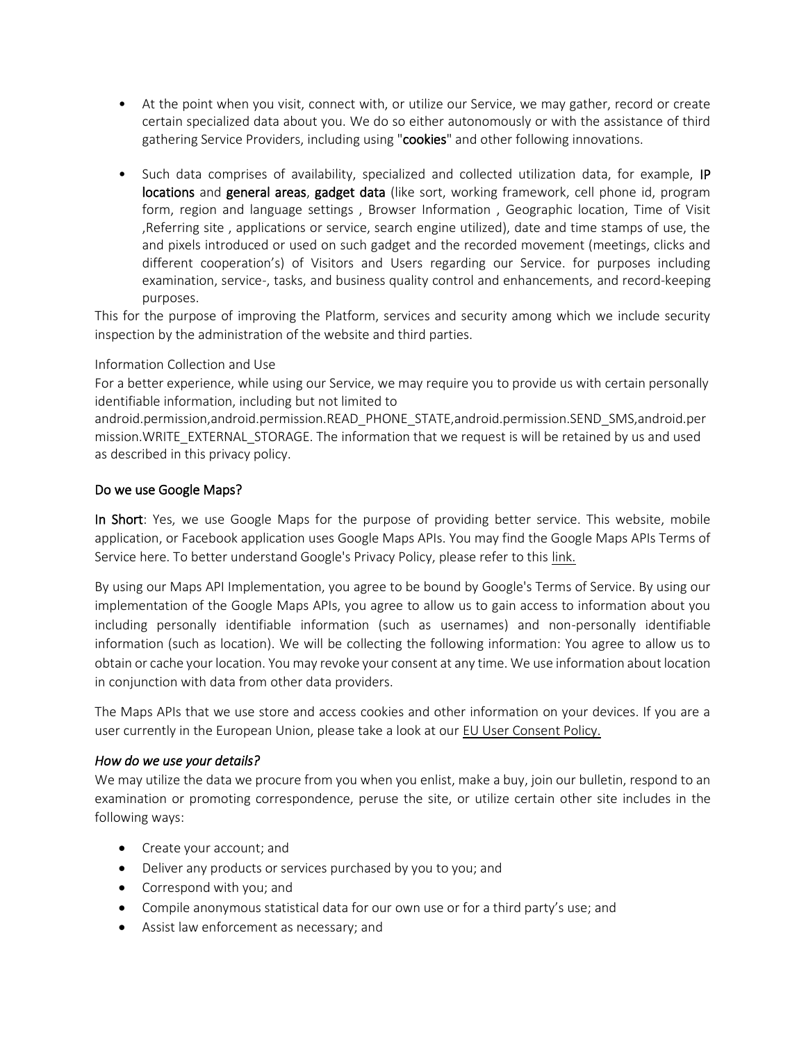- At the point when you visit, connect with, or utilize our Service, we may gather, record or create certain specialized data about you. We do so either autonomously or with the assistance of third gathering Service Providers, including using "**cookies**" and other following innovations.
- Such data comprises of availability, specialized and collected utilization data, for example, **IP locations** and **general areas**, **gadget data** (like sort, working framework, cell phone id, program form, region and language settings , Browser Information , Geographic location, Time of Visit ,Referring site , applications or service, search engine utilized), date and time stamps of use, the and pixels introduced or used on such gadget and the recorded movement (meetings, clicks and different cooperation's) of Visitors and Users regarding our Service. for purposes including examination, service-, tasks, and business quality control and enhancements, and record-keeping purposes.

This for the purpose of improving the Platform, services and security among which we include security inspection by the administration of the website and third parties.

Information Collection and Use

For a better experience, while using our Service, we may require you to provide us with certain personally identifiable information, including but not limited to android.permission,android.permission.READ_PHONE_STATE,android.permission.SEND_SMS,android.permission.WRITE_EXTERNAL_STORAGE. The information that we request is will be retained by us and used as described in this privacy policy.

## Do we use Google Maps?

**In Short**: Yes, we use Google Maps for the purpose of providing better service. This website, mobile application, or Facebook application uses Google Maps APIs. You may find the Google Maps APIs Terms of Service here. To better understand Google's Privacy Policy, please refer to this link.

By using our Maps API Implementation, you agree to be bound by Google's Terms of Service. By using our implementation of the Google Maps APIs, you agree to allow us to gain access to information about you including personally identifiable information (such as usernames) and non-personally identifiable information (such as location). We will be collecting the following information: You agree to allow us to obtain or cache your location. You may revoke your consent at any time. We use information about location in conjunction with data from other data providers.

The Maps APIs that we use store and access cookies and other information on your devices. If you are a user currently in the European Union, please take a look at our EU User Consent Policy.

### *How do we use your details?*

We may utilize the data we procure from you when you enlist, make a buy, join our bulletin, respond to an examination or promoting correspondence, peruse the site, or utilize certain other site includes in the following ways:

- Create your account; and
- Deliver any products or services purchased by you to you; and
- Correspond with you; and
- Compile anonymous statistical data for our own use or for a third party's use; and
- Assist law enforcement as necessary; and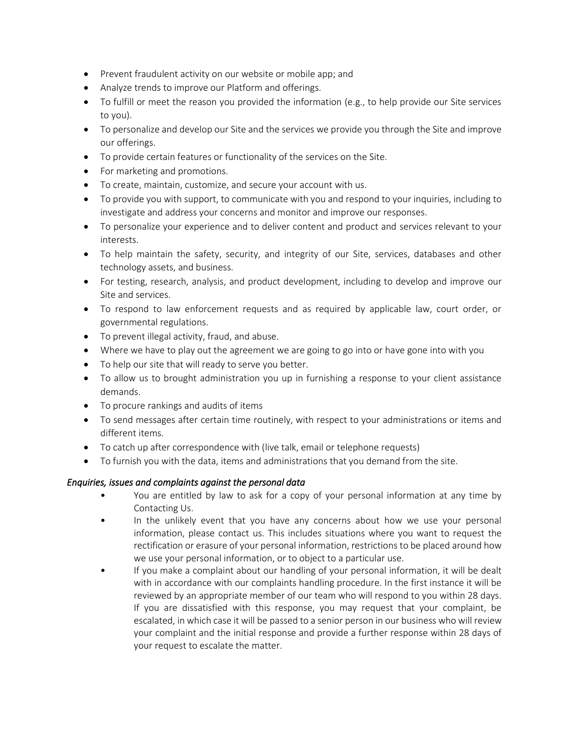- Prevent fraudulent activity on our website or mobile app; and
- Analyze trends to improve our Platform and offerings.
- To fulfill or meet the reason you provided the information (e.g., to help provide our Site services to you).
- To personalize and develop our Site and the services we provide you through the Site and improve our offerings.
- To provide certain features or functionality of the services on the Site.
- For marketing and promotions.
- To create, maintain, customize, and secure your account with us.
- To provide you with support, to communicate with you and respond to your inquiries, including to investigate and address your concerns and monitor and improve our responses.
- To personalize your experience and to deliver content and product and services relevant to your interests.
- To help maintain the safety, security, and integrity of our Site, services, databases and other technology assets, and business.
- For testing, research, analysis, and product development, including to develop and improve our Site and services.
- To respond to law enforcement requests and as required by applicable law, court order, or governmental regulations.
- To prevent illegal activity, fraud, and abuse.
- Where we have to play out the agreement we are going to go into or have gone into with you
- To help our site that will ready to serve you better.
- To allow us to brought administration you up in furnishing a response to your client assistance demands.
- To procure rankings and audits of items
- To send messages after certain time routinely, with respect to your administrations or items and different items.
- To catch up after correspondence with (live talk, email or telephone requests)
- To furnish you with the data, items and administrations that you demand from the site.

*Enquiries, issues and complaints against the personal data*

- You are entitled by law to ask for a copy of your personal information at any time by Contacting Us.
- In the unlikely event that you have any concerns about how we use your personal information, please contact us. This includes situations where you want to request the rectification or erasure of your personal information, restrictions to be placed around how we use your personal information, or to object to a particular use.
- If you make a complaint about our handling of your personal information, it will be dealt with in accordance with our complaints handling procedure. In the first instance it will be reviewed by an appropriate member of our team who will respond to you within 28 days. If you are dissatisfied with this response, you may request that your complaint, be escalated, in which case it will be passed to a senior person in our business who will review your complaint and the initial response and provide a further response within 28 days of your request to escalate the matter.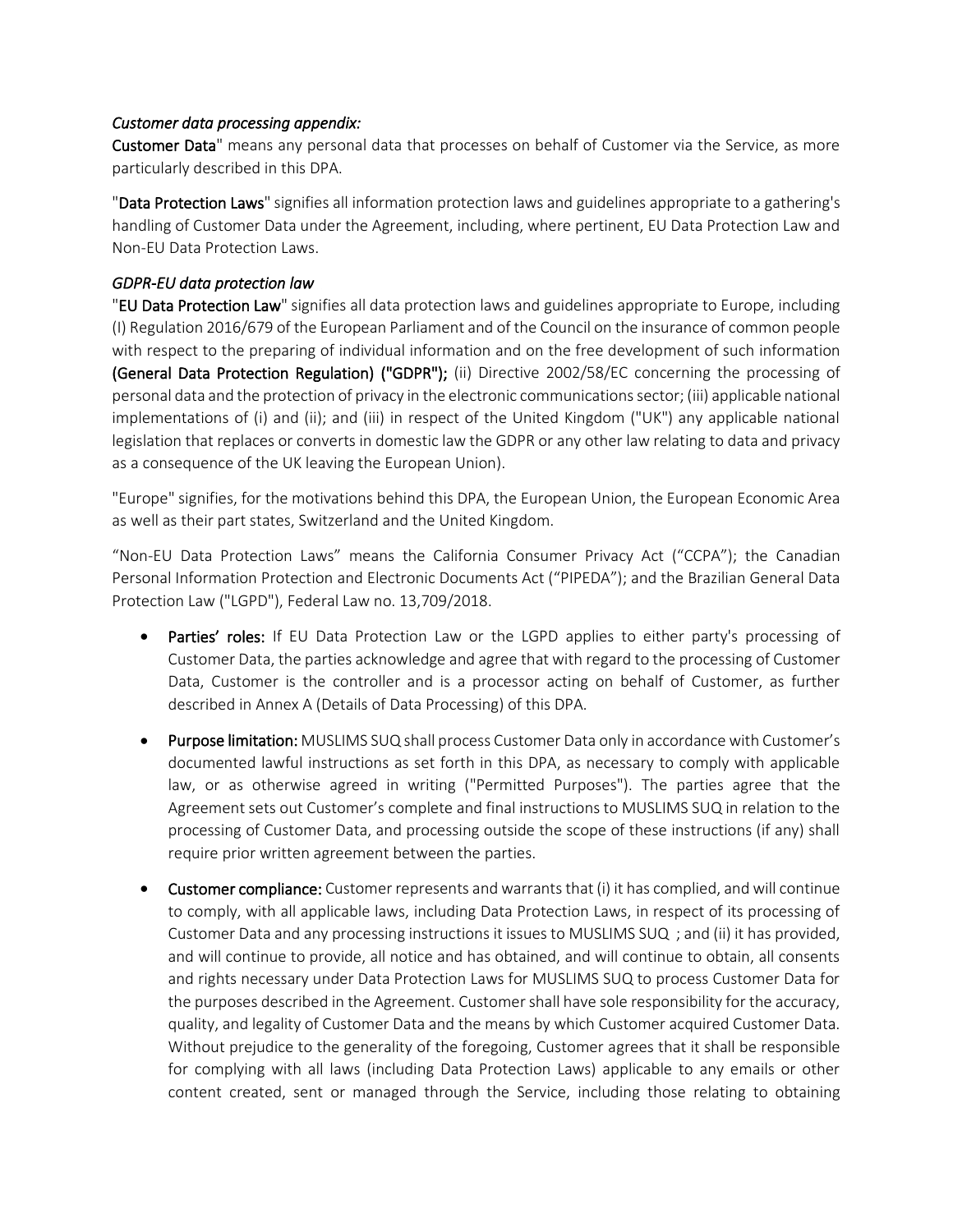*Customer data processing appendix:*

**Customer Data**" means any personal data that processes on behalf of Customer via the Service, as more particularly described in this DPA.

"**Data Protection Laws**" signifies all information protection laws and guidelines appropriate to a gathering's handling of Customer Data under the Agreement, including, where pertinent, EU Data Protection Law and Non-EU Data Protection Laws.

*GDPR-EU data protection law*

"**EU Data Protection Law**" signifies all data protection laws and guidelines appropriate to Europe, including (I) Regulation 2016/679 of the European Parliament and of the Council on the insurance of common people with respect to the preparing of individual information and on the free development of such information **(General Data Protection Regulation) ("GDPR");** (ii) Directive 2002/58/EC concerning the processing of personal data and the protection of privacy in the electronic communications sector; (iii) applicable national implementations of (i) and (ii); and (iii) in respect of the United Kingdom ("UK") any applicable national legislation that replaces or converts in domestic law the GDPR or any other law relating to data and privacy as a consequence of the UK leaving the European Union).

"Europe" signifies, for the motivations behind this DPA, the European Union, the European Economic Area as well as their part states, Switzerland and the United Kingdom.

"Non-EU Data Protection Laws" means the California Consumer Privacy Act ("CCPA"); the Canadian Personal Information Protection and Electronic Documents Act ("PIPEDA"); and the Brazilian General Data Protection Law ("LGPD"), Federal Law no. 13,709/2018.

- **Parties' roles:** If EU Data Protection Law or the LGPD applies to either party's processing of Customer Data, the parties acknowledge and agree that with regard to the processing of Customer Data, Customer is the controller and is a processor acting on behalf of Customer, as further described in Annex A (Details of Data Processing) of this DPA.
- **Purpose limitation:** MUSLIMS SUQ shall process Customer Data only in accordance with Customer's documented lawful instructions as set forth in this DPA, as necessary to comply with applicable law, or as otherwise agreed in writing ("Permitted Purposes"). The parties agree that the Agreement sets out Customer's complete and final instructions to MUSLIMS SUQ in relation to the processing of Customer Data, and processing outside the scope of these instructions (if any) shall require prior written agreement between the parties.
- **Customer compliance:** Customer represents and warrants that (i) it has complied, and will continue to comply, with all applicable laws, including Data Protection Laws, in respect of its processing of Customer Data and any processing instructions it issues to MUSLIMS SUQ ; and (ii) it has provided, and will continue to provide, all notice and has obtained, and will continue to obtain, all consents and rights necessary under Data Protection Laws for MUSLIMS SUQ to process Customer Data for the purposes described in the Agreement. Customer shall have sole responsibility for the accuracy, quality, and legality of Customer Data and the means by which Customer acquired Customer Data. Without prejudice to the generality of the foregoing, Customer agrees that it shall be responsible for complying with all laws (including Data Protection Laws) applicable to any emails or other content created, sent or managed through the Service, including those relating to obtaining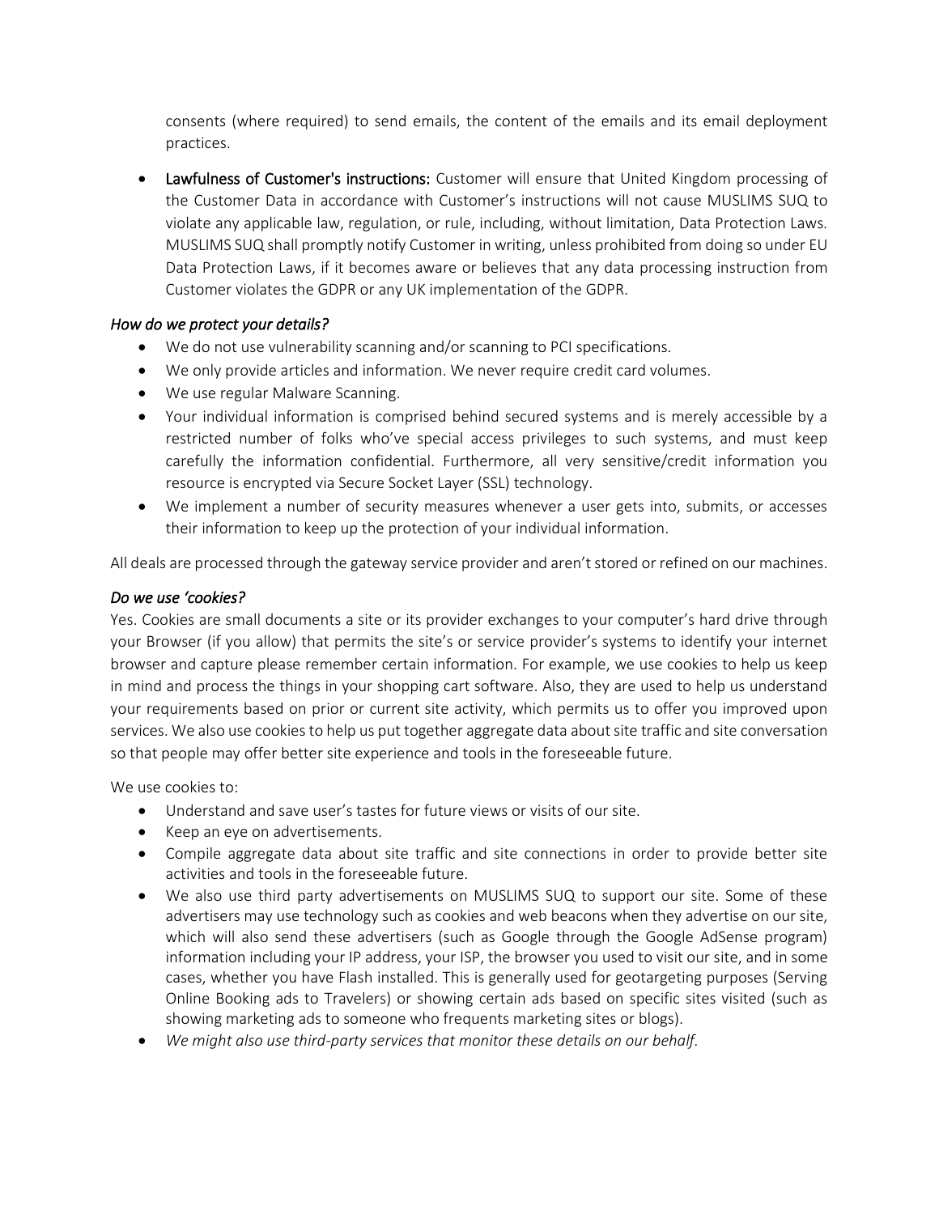consents (where required) to send emails, the content of the emails and its email deployment practices.

- **Lawfulness of Customer's instructions:** Customer will ensure that United Kingdom processing of the Customer Data in accordance with Customer's instructions will not cause MUSLIMS SUQ to violate any applicable law, regulation, or rule, including, without limitation, Data Protection Laws. MUSLIMS SUQ shall promptly notify Customer in writing, unless prohibited from doing so under EU Data Protection Laws, if it becomes aware or believes that any data processing instruction from Customer violates the GDPR or any UK implementation of the GDPR.

*How do we protect your details?*

- We do not use vulnerability scanning and/or scanning to PCI specifications.
- We only provide articles and information. We never require credit card volumes.
- We use regular Malware Scanning.
- Your individual information is comprised behind secured systems and is merely accessible by a restricted number of folks who've special access privileges to such systems, and must keep carefully the information confidential. Furthermore, all very sensitive/credit information you resource is encrypted via Secure Socket Layer (SSL) technology.
- We implement a number of security measures whenever a user gets into, submits, or accesses their information to keep up the protection of your individual information.

All deals are processed through the gateway service provider and aren't stored or refined on our machines.

*Do we use 'cookies?*

Yes. Cookies are small documents a site or its provider exchanges to your computer's hard drive through your Browser (if you allow) that permits the site's or service provider's systems to identify your internet browser and capture please remember certain information. For example, we use cookies to help us keep in mind and process the things in your shopping cart software. Also, they are used to help us understand your requirements based on prior or current site activity, which permits us to offer you improved upon services. We also use cookies to help us put together aggregate data about site traffic and site conversation so that people may offer better site experience and tools in the foreseeable future.

We use cookies to:

- Understand and save user's tastes for future views or visits of our site.
- Keep an eye on advertisements.
- Compile aggregate data about site traffic and site connections in order to provide better site activities and tools in the foreseeable future.
- We also use third party advertisements on MUSLIMS SUQ to support our site. Some of these advertisers may use technology such as cookies and web beacons when they advertise on our site, which will also send these advertisers (such as Google through the Google AdSense program) information including your IP address, your ISP, the browser you used to visit our site, and in some cases, whether you have Flash installed. This is generally used for geotargeting purposes (Serving Online Booking ads to Travelers) or showing certain ads based on specific sites visited (such as showing marketing ads to someone who frequents marketing sites or blogs).
- *We might also use third-party services that monitor these details on our behalf.*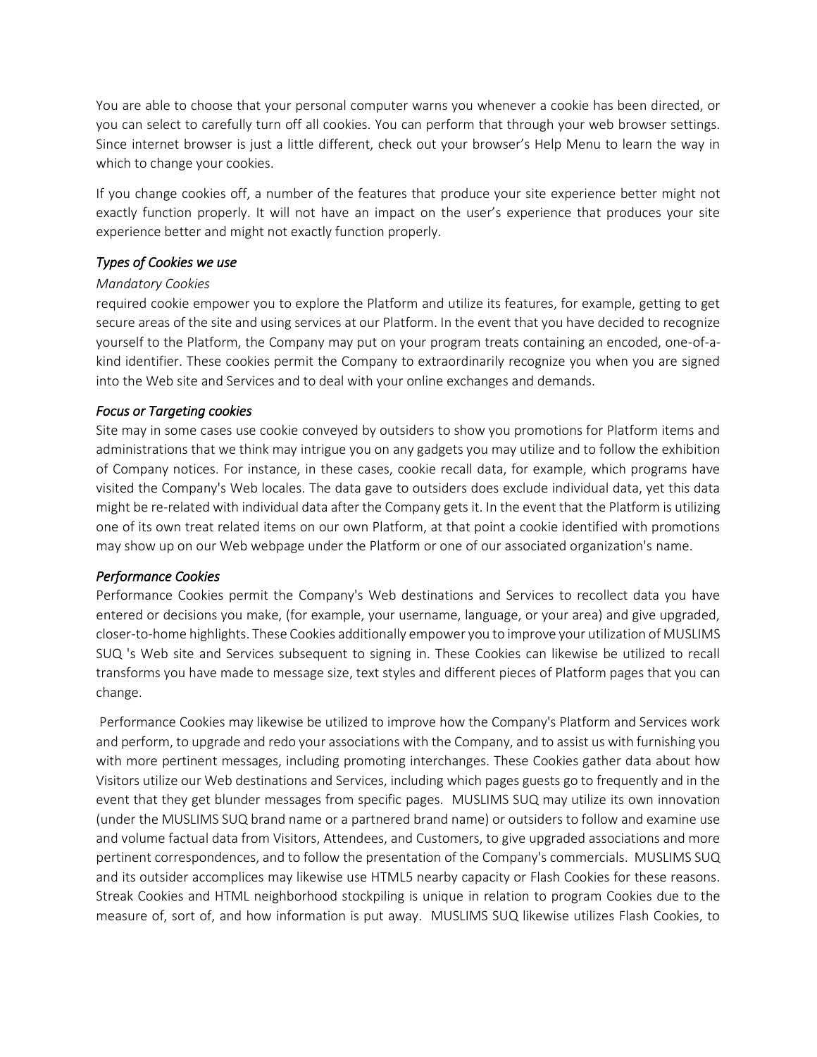You are able to choose that your personal computer warns you whenever a cookie has been directed, or you can select to carefully turn off all cookies. You can perform that through your web browser settings. Since internet browser is just a little different, check out your browser's Help Menu to learn the way in which to change your cookies.

If you change cookies off, a number of the features that produce your site experience better might not exactly function properly. It will not have an impact on the user's experience that produces your site experience better and might not exactly function properly.

### *Types of Cookies we use*

*Mandatory Cookies*

required cookie empower you to explore the Platform and utilize its features, for example, getting to get secure areas of the site and using services at our Platform. In the event that you have decided to recognize yourself to the Platform, the Company may put on your program treats containing an encoded, one-of-a-kind identifier. These cookies permit the Company to extraordinarily recognize you when you are signed into the Web site and Services and to deal with your online exchanges and demands.

### *Focus or Targeting cookies*

Site may in some cases use cookie conveyed by outsiders to show you promotions for Platform items and administrations that we think may intrigue you on any gadgets you may utilize and to follow the exhibition of Company notices. For instance, in these cases, cookie recall data, for example, which programs have visited the Company's Web locales. The data gave to outsiders does exclude individual data, yet this data might be re-related with individual data after the Company gets it. In the event that the Platform is utilizing one of its own treat related items on our own Platform, at that point a cookie identified with promotions may show up on our Web webpage under the Platform or one of our associated organization's name.

### *Performance Cookies*

Performance Cookies permit the Company's Web destinations and Services to recollect data you have entered or decisions you make, (for example, your username, language, or your area) and give upgraded, closer-to-home highlights. These Cookies additionally empower you to improve your utilization of MUSLIMS SUQ 's Web site and Services subsequent to signing in. These Cookies can likewise be utilized to recall transforms you have made to message size, text styles and different pieces of Platform pages that you can change.

Performance Cookies may likewise be utilized to improve how the Company's Platform and Services work and perform, to upgrade and redo your associations with the Company, and to assist us with furnishing you with more pertinent messages, including promoting interchanges. These Cookies gather data about how Visitors utilize our Web destinations and Services, including which pages guests go to frequently and in the event that they get blunder messages from specific pages. MUSLIMS SUQ may utilize its own innovation (under the MUSLIMS SUQ brand name or a partnered brand name) or outsiders to follow and examine use and volume factual data from Visitors, Attendees, and Customers, to give upgraded associations and more pertinent correspondences, and to follow the presentation of the Company's commercials. MUSLIMS SUQ and its outsider accomplices may likewise use HTML5 nearby capacity or Flash Cookies for these reasons. Streak Cookies and HTML neighborhood stockpiling is unique in relation to program Cookies due to the measure of, sort of, and how information is put away. MUSLIMS SUQ likewise utilizes Flash Cookies, to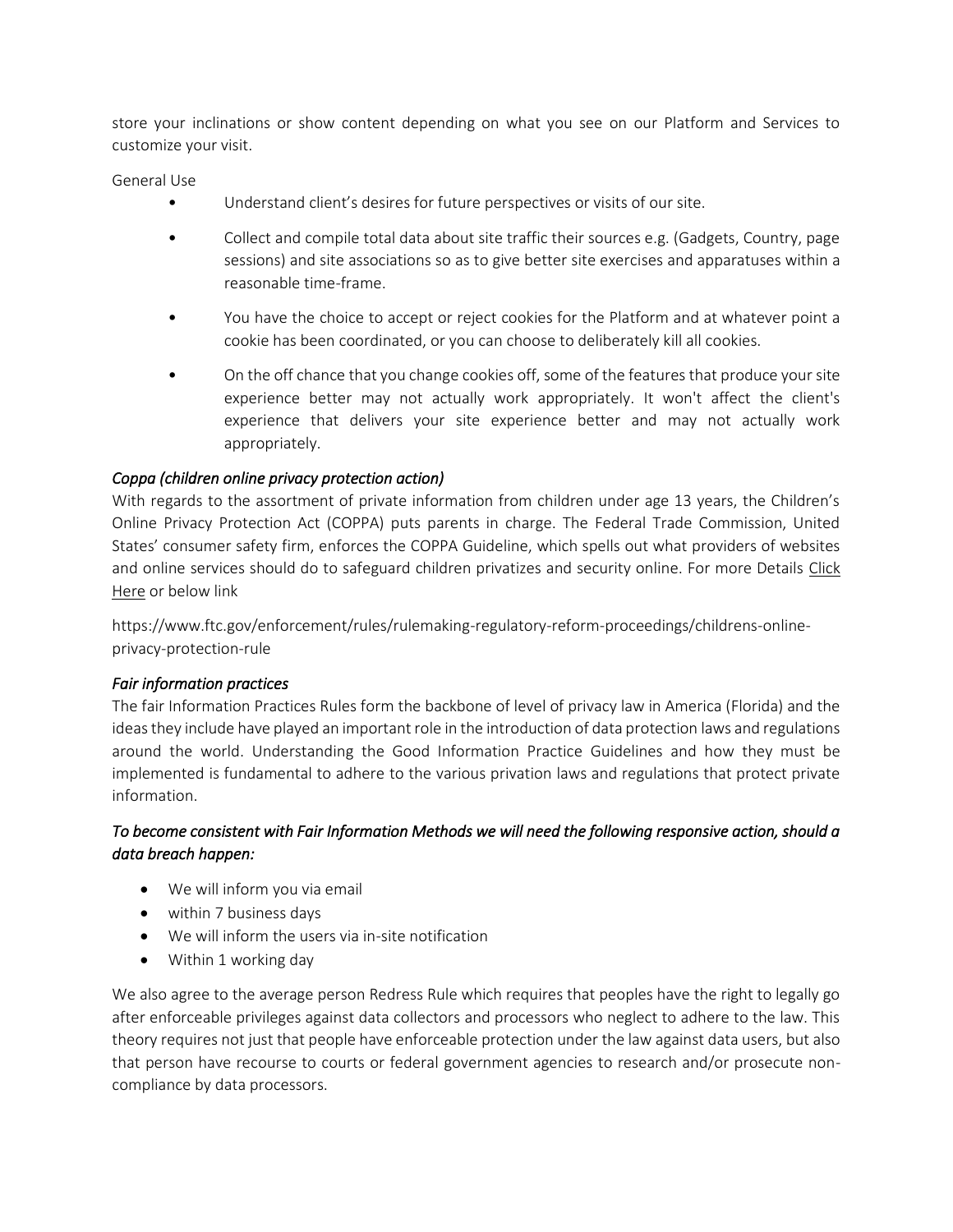store your inclinations or show content depending on what you see on our Platform and Services to customize your visit.

General Use

- Understand client's desires for future perspectives or visits of our site.
- Collect and compile total data about site traffic their sources e.g. (Gadgets, Country, page sessions) and site associations so as to give better site exercises and apparatuses within a reasonable time-frame.
- You have the choice to accept or reject cookies for the Platform and at whatever point a cookie has been coordinated, or you can choose to deliberately kill all cookies.
- On the off chance that you change cookies off, some of the features that produce your site experience better may not actually work appropriately. It won't affect the client's experience that delivers your site experience better and may not actually work appropriately.

### *Coppa (children online privacy protection action)*

With regards to the assortment of private information from children under age 13 years, the Children's Online Privacy Protection Act (COPPA) puts parents in charge. The Federal Trade Commission, United States' consumer safety firm, enforces the COPPA Guideline, which spells out what providers of websites and online services should do to safeguard children privatizes and security online. For more Details Click Here or below link

https://www.ftc.gov/enforcement/rules/rulemaking-regulatory-reform-proceedings/childrens-online-privacy-protection-rule

### *Fair information practices*

The fair Information Practices Rules form the backbone of level of privacy law in America (Florida) and the ideas they include have played an important role in the introduction of data protection laws and regulations around the world. Understanding the Good Information Practice Guidelines and how they must be implemented is fundamental to adhere to the various privation laws and regulations that protect private information.

### *To become consistent with Fair Information Methods we will need the following responsive action, should a data breach happen:*

- We will inform you via email
- within 7 business days
- We will inform the users via in-site notification
- Within 1 working day

We also agree to the average person Redress Rule which requires that peoples have the right to legally go after enforceable privileges against data collectors and processors who neglect to adhere to the law. This theory requires not just that people have enforceable protection under the law against data users, but also that person have recourse to courts or federal government agencies to research and/or prosecute non-compliance by data processors.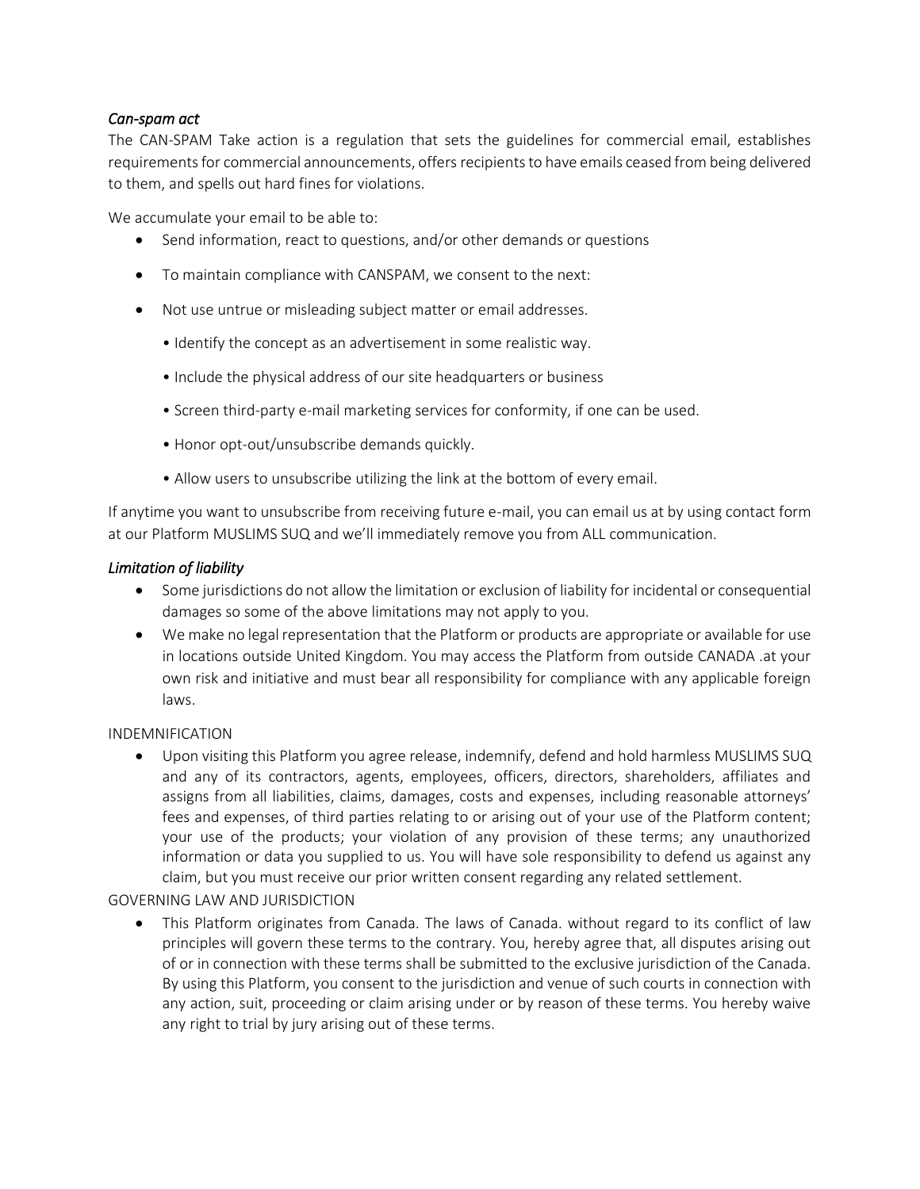### *Can-spam act*

The CAN-SPAM Take action is a regulation that sets the guidelines for commercial email, establishes requirements for commercial announcements, offers recipients to have emails ceased from being delivered to them, and spells out hard fines for violations.

We accumulate your email to be able to:

- Send information, react to questions, and/or other demands or questions
- To maintain compliance with CANSPAM, we consent to the next:
- Not use untrue or misleading subject matter or email addresses.
  - • Identify the concept as an advertisement in some realistic way.
  - • Include the physical address of our site headquarters or business
  - • Screen third-party e-mail marketing services for conformity, if one can be used.
  - • Honor opt-out/unsubscribe demands quickly.
  - • Allow users to unsubscribe utilizing the link at the bottom of every email.

If anytime you want to unsubscribe from receiving future e-mail, you can email us at by using contact form at our Platform MUSLIMS SUQ and we'll immediately remove you from ALL communication.

### *Limitation of liability*

- Some jurisdictions do not allow the limitation or exclusion of liability for incidental or consequential damages so some of the above limitations may not apply to you.
- We make no legal representation that the Platform or products are appropriate or available for use in locations outside United Kingdom. You may access the Platform from outside CANADA .at your own risk and initiative and must bear all responsibility for compliance with any applicable foreign laws.

INDEMNIFICATION

- Upon visiting this Platform you agree release, indemnify, defend and hold harmless MUSLIMS SUQ and any of its contractors, agents, employees, officers, directors, shareholders, affiliates and assigns from all liabilities, claims, damages, costs and expenses, including reasonable attorneys' fees and expenses, of third parties relating to or arising out of your use of the Platform content; your use of the products; your violation of any provision of these terms; any unauthorized information or data you supplied to us. You will have sole responsibility to defend us against any claim, but you must receive our prior written consent regarding any related settlement.

GOVERNING LAW AND JURISDICTION

- This Platform originates from Canada. The laws of Canada. without regard to its conflict of law principles will govern these terms to the contrary. You, hereby agree that, all disputes arising out of or in connection with these terms shall be submitted to the exclusive jurisdiction of the Canada. By using this Platform, you consent to the jurisdiction and venue of such courts in connection with any action, suit, proceeding or claim arising under or by reason of these terms. You hereby waive any right to trial by jury arising out of these terms.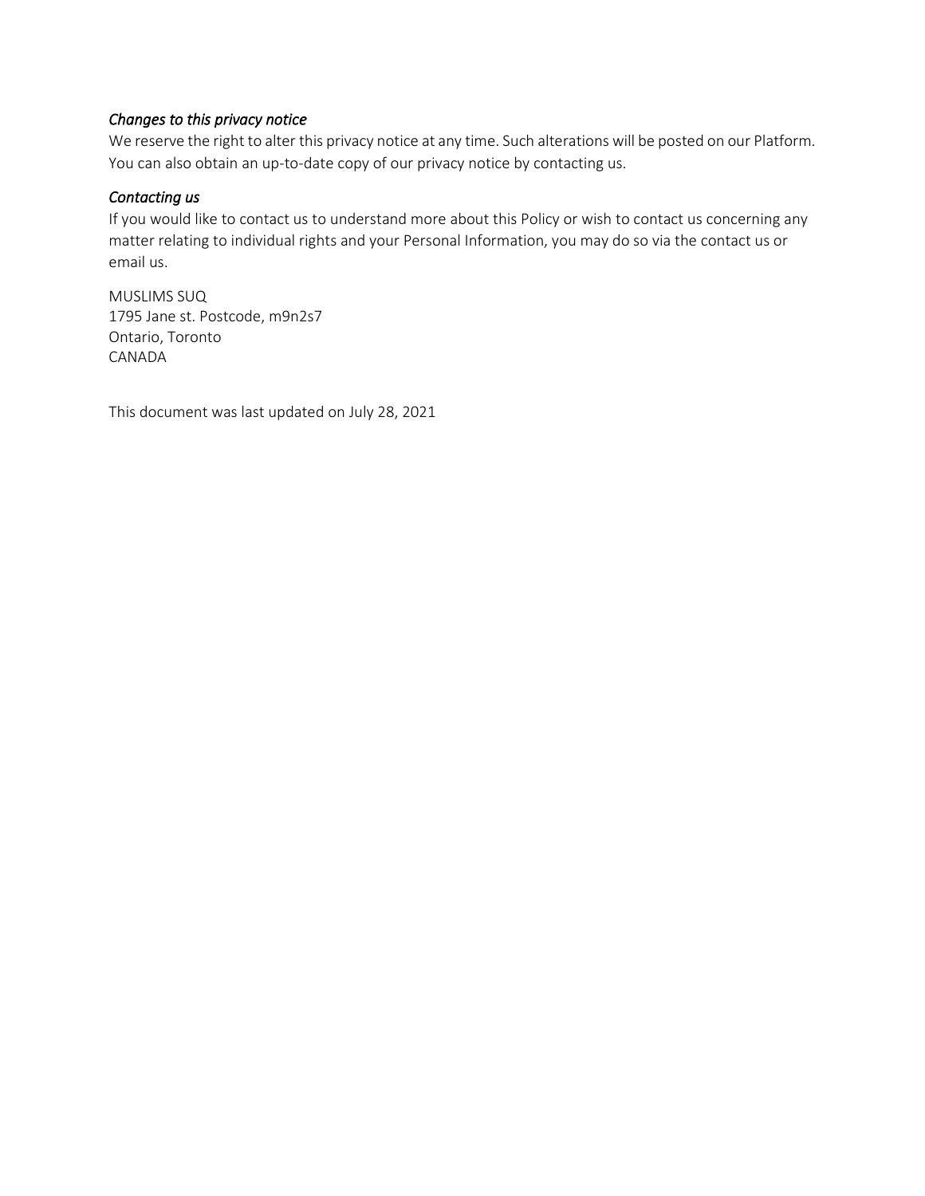### *Changes to this privacy notice*

We reserve the right to alter this privacy notice at any time. Such alterations will be posted on our Platform. You can also obtain an up-to-date copy of our privacy notice by contacting us.

### *Contacting us*

If you would like to contact us to understand more about this Policy or wish to contact us concerning any matter relating to individual rights and your Personal Information, you may do so via the contact us or email us.

MUSLIMS SUQ
1795 Jane st. Postcode, m9n2s7
Ontario, Toronto
CANADA

This document was last updated on July 28, 2021